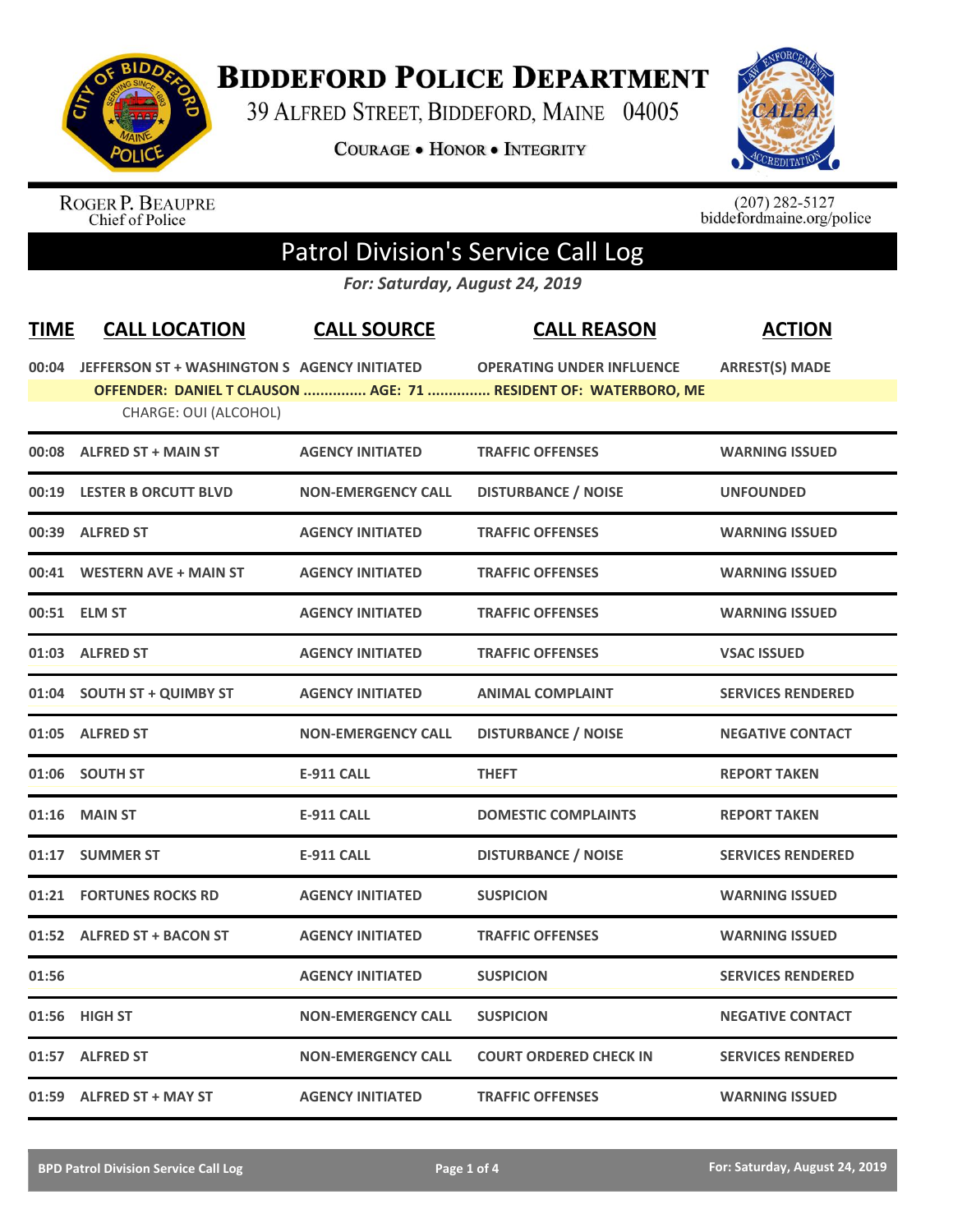# Biddeford Police Department

39 Alfred Street, Biddeford, Maine 04005

Courage • Honor • Integrity

Roger P. Beaupre
Chief of Police

(207) 282-5127
biddefordmaine.org/police

## Patrol Division's Service Call Log

*For: Saturday, August 24, 2019*

| TIME | CALL LOCATION | CALL SOURCE | CALL REASON | ACTION |
|---|---|---|---|---|
| 00:04 | JEFFERSON ST + WASHINGTON S | AGENCY INITIATED | OPERATING UNDER INFLUENCE | ARREST(S) MADE |
| | OFFENDER: DANIEL T CLAUSON ............... AGE: 71 ............... RESIDENT OF: WATERBORO, ME | | | |
| | CHARGE: OUI (ALCOHOL) | | | |
| 00:08 | ALFRED ST + MAIN ST | AGENCY INITIATED | TRAFFIC OFFENSES | WARNING ISSUED |
| 00:19 | LESTER B ORCUTT BLVD | NON-EMERGENCY CALL | DISTURBANCE / NOISE | UNFOUNDED |
| 00:39 | ALFRED ST | AGENCY INITIATED | TRAFFIC OFFENSES | WARNING ISSUED |
| 00:41 | WESTERN AVE + MAIN ST | AGENCY INITIATED | TRAFFIC OFFENSES | WARNING ISSUED |
| 00:51 | ELM ST | AGENCY INITIATED | TRAFFIC OFFENSES | WARNING ISSUED |
| 01:03 | ALFRED ST | AGENCY INITIATED | TRAFFIC OFFENSES | VSAC ISSUED |
| 01:04 | SOUTH ST + QUIMBY ST | AGENCY INITIATED | ANIMAL COMPLAINT | SERVICES RENDERED |
| 01:05 | ALFRED ST | NON-EMERGENCY CALL | DISTURBANCE / NOISE | NEGATIVE CONTACT |
| 01:06 | SOUTH ST | E-911 CALL | THEFT | REPORT TAKEN |
| 01:16 | MAIN ST | E-911 CALL | DOMESTIC COMPLAINTS | REPORT TAKEN |
| 01:17 | SUMMER ST | E-911 CALL | DISTURBANCE / NOISE | SERVICES RENDERED |
| 01:21 | FORTUNES ROCKS RD | AGENCY INITIATED | SUSPICION | WARNING ISSUED |
| 01:52 | ALFRED ST + BACON ST | AGENCY INITIATED | TRAFFIC OFFENSES | WARNING ISSUED |
| 01:56 | | AGENCY INITIATED | SUSPICION | SERVICES RENDERED |
| 01:56 | HIGH ST | NON-EMERGENCY CALL | SUSPICION | NEGATIVE CONTACT |
| 01:57 | ALFRED ST | NON-EMERGENCY CALL | COURT ORDERED CHECK IN | SERVICES RENDERED |
| 01:59 | ALFRED ST + MAY ST | AGENCY INITIATED | TRAFFIC OFFENSES | WARNING ISSUED |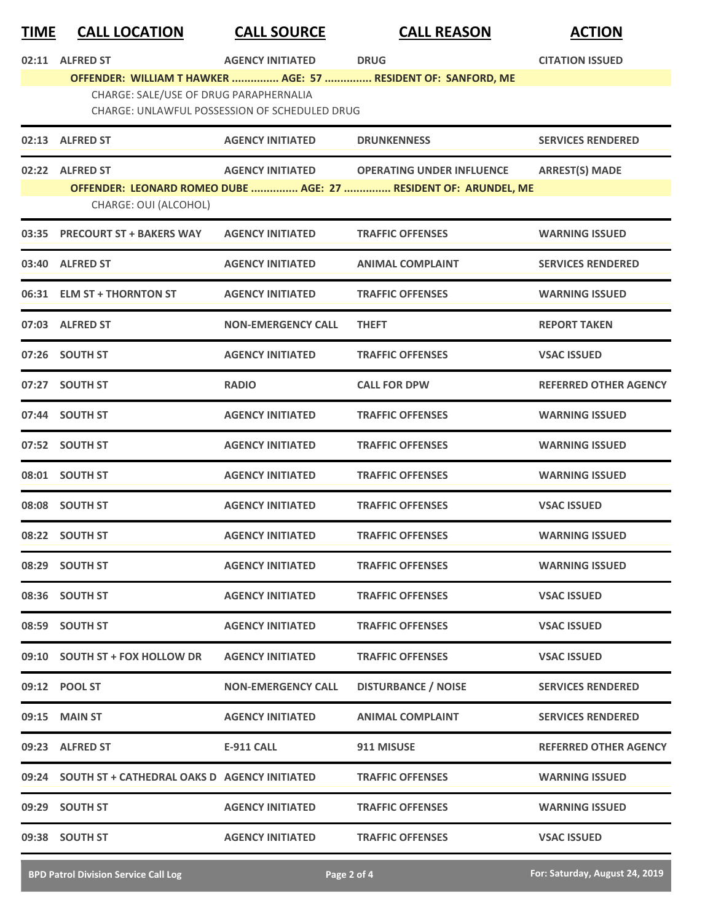| TIME | CALL LOCATION | CALL SOURCE | CALL REASON | ACTION |
|---|---|---|---|---|
| 02:11 | ALFRED ST | AGENCY INITIATED | DRUG | CITATION ISSUED |
| | **OFFENDER: WILLIAM T HAWKER ............... AGE: 57 ............... RESIDENT OF: SANFORD, ME** | | | |
| | CHARGE: SALE/USE OF DRUG PARAPHERNALIA | | | |
| | CHARGE: UNLAWFUL POSSESSION OF SCHEDULED DRUG | | | |
| 02:13 | ALFRED ST | AGENCY INITIATED | DRUNKENNESS | SERVICES RENDERED |
| 02:22 | ALFRED ST | AGENCY INITIATED | OPERATING UNDER INFLUENCE | ARREST(S) MADE |
| | **OFFENDER: LEONARD ROMEO DUBE .............. AGE: 27 ............... RESIDENT OF: ARUNDEL, ME** | | | |
| | CHARGE: OUI (ALCOHOL) | | | |
| 03:35 | PRECOURT ST + BAKERS WAY | AGENCY INITIATED | TRAFFIC OFFENSES | WARNING ISSUED |
| 03:40 | ALFRED ST | AGENCY INITIATED | ANIMAL COMPLAINT | SERVICES RENDERED |
| 06:31 | ELM ST + THORNTON ST | AGENCY INITIATED | TRAFFIC OFFENSES | WARNING ISSUED |
| 07:03 | ALFRED ST | NON-EMERGENCY CALL | THEFT | REPORT TAKEN |
| 07:26 | SOUTH ST | AGENCY INITIATED | TRAFFIC OFFENSES | VSAC ISSUED |
| 07:27 | SOUTH ST | RADIO | CALL FOR DPW | REFERRED OTHER AGENCY |
| 07:44 | SOUTH ST | AGENCY INITIATED | TRAFFIC OFFENSES | WARNING ISSUED |
| 07:52 | SOUTH ST | AGENCY INITIATED | TRAFFIC OFFENSES | WARNING ISSUED |
| 08:01 | SOUTH ST | AGENCY INITIATED | TRAFFIC OFFENSES | WARNING ISSUED |
| 08:08 | SOUTH ST | AGENCY INITIATED | TRAFFIC OFFENSES | VSAC ISSUED |
| 08:22 | SOUTH ST | AGENCY INITIATED | TRAFFIC OFFENSES | WARNING ISSUED |
| 08:29 | SOUTH ST | AGENCY INITIATED | TRAFFIC OFFENSES | WARNING ISSUED |
| 08:36 | SOUTH ST | AGENCY INITIATED | TRAFFIC OFFENSES | VSAC ISSUED |
| 08:59 | SOUTH ST | AGENCY INITIATED | TRAFFIC OFFENSES | VSAC ISSUED |
| 09:10 | SOUTH ST + FOX HOLLOW DR | AGENCY INITIATED | TRAFFIC OFFENSES | VSAC ISSUED |
| 09:12 | POOL ST | NON-EMERGENCY CALL | DISTURBANCE / NOISE | SERVICES RENDERED |
| 09:15 | MAIN ST | AGENCY INITIATED | ANIMAL COMPLAINT | SERVICES RENDERED |
| 09:23 | ALFRED ST | E-911 CALL | 911 MISUSE | REFERRED OTHER AGENCY |
| 09:24 | SOUTH ST + CATHEDRAL OAKS D | AGENCY INITIATED | TRAFFIC OFFENSES | WARNING ISSUED |
| 09:29 | SOUTH ST | AGENCY INITIATED | TRAFFIC OFFENSES | WARNING ISSUED |
| 09:38 | SOUTH ST | AGENCY INITIATED | TRAFFIC OFFENSES | VSAC ISSUED |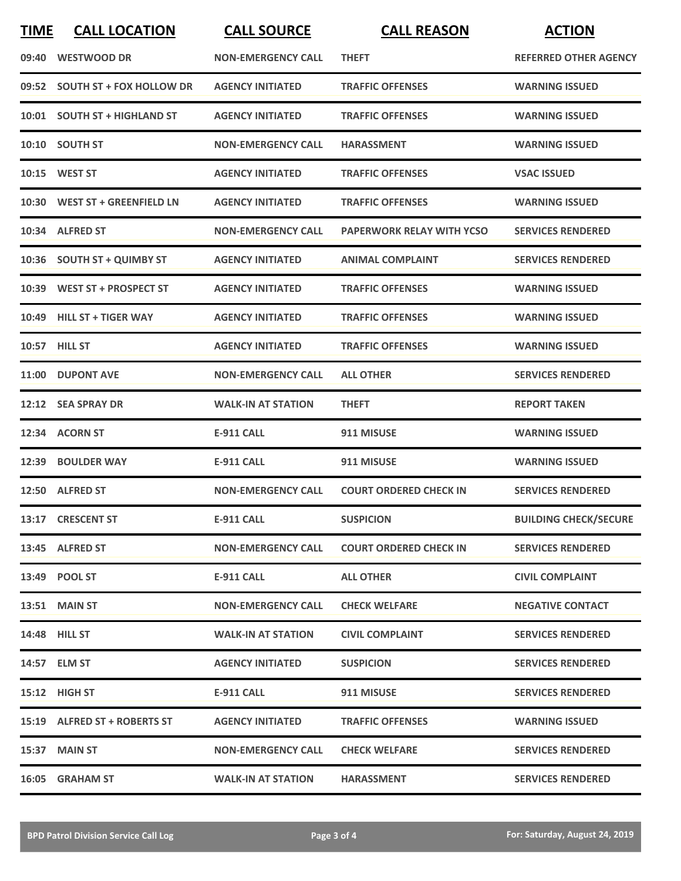| TIME | CALL LOCATION | CALL SOURCE | CALL REASON | ACTION |
|---|---|---|---|---|
| 09:40 | WESTWOOD DR | NON-EMERGENCY CALL | THEFT | REFERRED OTHER AGENCY |
| 09:52 | SOUTH ST + FOX HOLLOW DR | AGENCY INITIATED | TRAFFIC OFFENSES | WARNING ISSUED |
| 10:01 | SOUTH ST + HIGHLAND ST | AGENCY INITIATED | TRAFFIC OFFENSES | WARNING ISSUED |
| 10:10 | SOUTH ST | NON-EMERGENCY CALL | HARASSMENT | WARNING ISSUED |
| 10:15 | WEST ST | AGENCY INITIATED | TRAFFIC OFFENSES | VSAC ISSUED |
| 10:30 | WEST ST + GREENFIELD LN | AGENCY INITIATED | TRAFFIC OFFENSES | WARNING ISSUED |
| 10:34 | ALFRED ST | NON-EMERGENCY CALL | PAPERWORK RELAY WITH YCSO | SERVICES RENDERED |
| 10:36 | SOUTH ST + QUIMBY ST | AGENCY INITIATED | ANIMAL COMPLAINT | SERVICES RENDERED |
| 10:39 | WEST ST + PROSPECT ST | AGENCY INITIATED | TRAFFIC OFFENSES | WARNING ISSUED |
| 10:49 | HILL ST + TIGER WAY | AGENCY INITIATED | TRAFFIC OFFENSES | WARNING ISSUED |
| 10:57 | HILL ST | AGENCY INITIATED | TRAFFIC OFFENSES | WARNING ISSUED |
| 11:00 | DUPONT AVE | NON-EMERGENCY CALL | ALL OTHER | SERVICES RENDERED |
| 12:12 | SEA SPRAY DR | WALK-IN AT STATION | THEFT | REPORT TAKEN |
| 12:34 | ACORN ST | E-911 CALL | 911 MISUSE | WARNING ISSUED |
| 12:39 | BOULDER WAY | E-911 CALL | 911 MISUSE | WARNING ISSUED |
| 12:50 | ALFRED ST | NON-EMERGENCY CALL | COURT ORDERED CHECK IN | SERVICES RENDERED |
| 13:17 | CRESCENT ST | E-911 CALL | SUSPICION | BUILDING CHECK/SECURE |
| 13:45 | ALFRED ST | NON-EMERGENCY CALL | COURT ORDERED CHECK IN | SERVICES RENDERED |
| 13:49 | POOL ST | E-911 CALL | ALL OTHER | CIVIL COMPLAINT |
| 13:51 | MAIN ST | NON-EMERGENCY CALL | CHECK WELFARE | NEGATIVE CONTACT |
| 14:48 | HILL ST | WALK-IN AT STATION | CIVIL COMPLAINT | SERVICES RENDERED |
| 14:57 | ELM ST | AGENCY INITIATED | SUSPICION | SERVICES RENDERED |
| 15:12 | HIGH ST | E-911 CALL | 911 MISUSE | SERVICES RENDERED |
| 15:19 | ALFRED ST + ROBERTS ST | AGENCY INITIATED | TRAFFIC OFFENSES | WARNING ISSUED |
| 15:37 | MAIN ST | NON-EMERGENCY CALL | CHECK WELFARE | SERVICES RENDERED |
| 16:05 | GRAHAM ST | WALK-IN AT STATION | HARASSMENT | SERVICES RENDERED |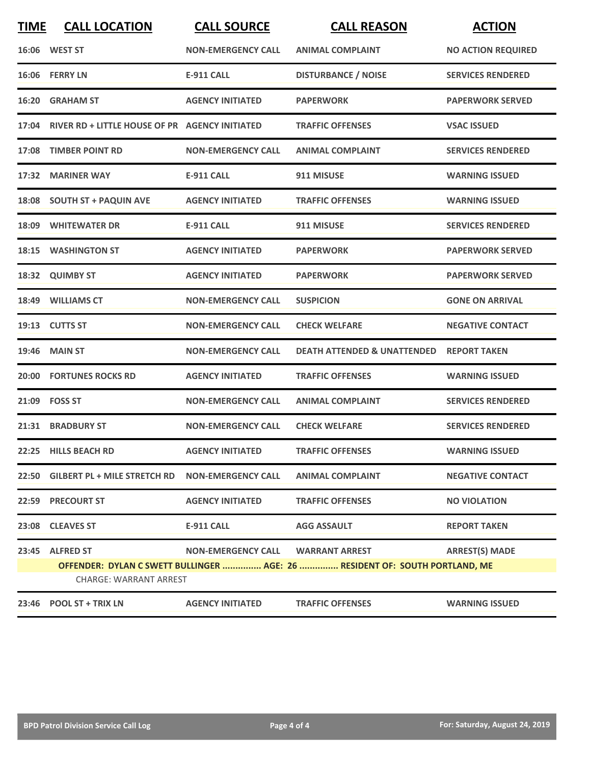| TIME | CALL LOCATION | CALL SOURCE | CALL REASON | ACTION |
|---|---|---|---|---|
| 16:06 | WEST ST | NON-EMERGENCY CALL | ANIMAL COMPLAINT | NO ACTION REQUIRED |
| 16:06 | FERRY LN | E-911 CALL | DISTURBANCE / NOISE | SERVICES RENDERED |
| 16:20 | GRAHAM ST | AGENCY INITIATED | PAPERWORK | PAPERWORK SERVED |
| 17:04 | RIVER RD + LITTLE HOUSE OF PR | AGENCY INITIATED | TRAFFIC OFFENSES | VSAC ISSUED |
| 17:08 | TIMBER POINT RD | NON-EMERGENCY CALL | ANIMAL COMPLAINT | SERVICES RENDERED |
| 17:32 | MARINER WAY | E-911 CALL | 911 MISUSE | WARNING ISSUED |
| 18:08 | SOUTH ST + PAQUIN AVE | AGENCY INITIATED | TRAFFIC OFFENSES | WARNING ISSUED |
| 18:09 | WHITEWATER DR | E-911 CALL | 911 MISUSE | SERVICES RENDERED |
| 18:15 | WASHINGTON ST | AGENCY INITIATED | PAPERWORK | PAPERWORK SERVED |
| 18:32 | QUIMBY ST | AGENCY INITIATED | PAPERWORK | PAPERWORK SERVED |
| 18:49 | WILLIAMS CT | NON-EMERGENCY CALL | SUSPICION | GONE ON ARRIVAL |
| 19:13 | CUTTS ST | NON-EMERGENCY CALL | CHECK WELFARE | NEGATIVE CONTACT |
| 19:46 | MAIN ST | NON-EMERGENCY CALL | DEATH ATTENDED & UNATTENDED | REPORT TAKEN |
| 20:00 | FORTUNES ROCKS RD | AGENCY INITIATED | TRAFFIC OFFENSES | WARNING ISSUED |
| 21:09 | FOSS ST | NON-EMERGENCY CALL | ANIMAL COMPLAINT | SERVICES RENDERED |
| 21:31 | BRADBURY ST | NON-EMERGENCY CALL | CHECK WELFARE | SERVICES RENDERED |
| 22:25 | HILLS BEACH RD | AGENCY INITIATED | TRAFFIC OFFENSES | WARNING ISSUED |
| 22:50 | GILBERT PL + MILE STRETCH RD | NON-EMERGENCY CALL | ANIMAL COMPLAINT | NEGATIVE CONTACT |
| 22:59 | PRECOURT ST | AGENCY INITIATED | TRAFFIC OFFENSES | NO VIOLATION |
| 23:08 | CLEAVES ST | E-911 CALL | AGG ASSAULT | REPORT TAKEN |
| 23:45 | ALFRED ST | NON-EMERGENCY CALL | WARRANT ARREST | ARREST(S) MADE |
| | OFFENDER: DYLAN C SWETT BULLINGER ............... AGE: 26 ............... RESIDENT OF: SOUTH PORTLAND, ME | | | |
| | CHARGE: WARRANT ARREST | | | |
| 23:46 | POOL ST + TRIX LN | AGENCY INITIATED | TRAFFIC OFFENSES | WARNING ISSUED |

BPD Patrol Division Service Call Log

For: Saturday, August 24, 2019